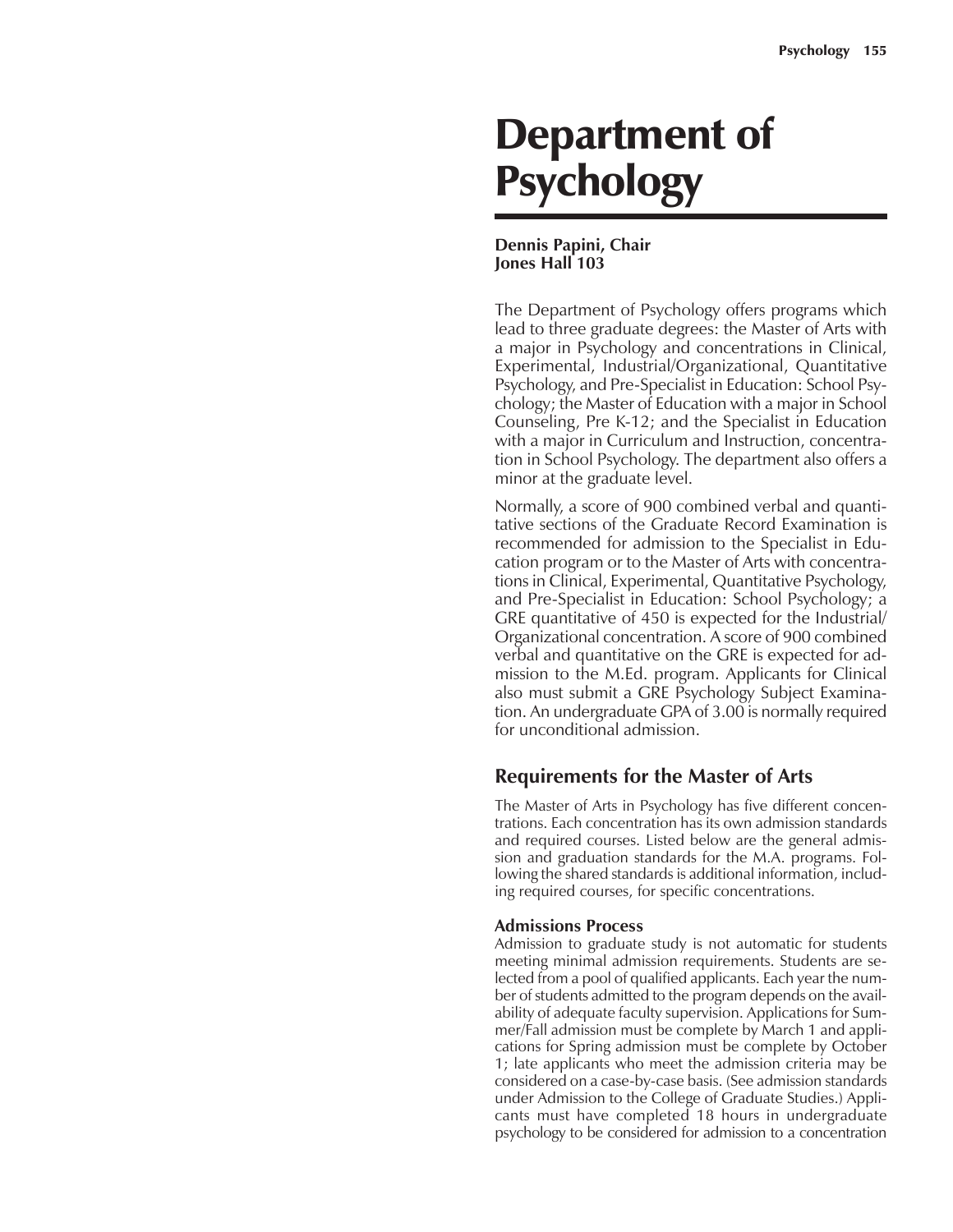# Department of Psychology

**Dennis Papini, Chair**
**Jones Hall 103**

The Department of Psychology offers programs which lead to three graduate degrees: the Master of Arts with a major in Psychology and concentrations in Clinical, Experimental, Industrial/Organizational, Quantitative Psychology, and Pre-Specialist in Education: School Psychology; the Master of Education with a major in School Counseling, Pre K-12; and the Specialist in Education with a major in Curriculum and Instruction, concentration in School Psychology. The department also offers a minor at the graduate level.

Normally, a score of 900 combined verbal and quantitative sections of the Graduate Record Examination is recommended for admission to the Specialist in Education program or to the Master of Arts with concentrations in Clinical, Experimental, Quantitative Psychology, and Pre-Specialist in Education: School Psychology; a GRE quantitative of 450 is expected for the Industrial/Organizational concentration. A score of 900 combined verbal and quantitative on the GRE is expected for admission to the M.Ed. program. Applicants for Clinical also must submit a GRE Psychology Subject Examination. An undergraduate GPA of 3.00 is normally required for unconditional admission.

## Requirements for the Master of Arts

The Master of Arts in Psychology has five different concentrations. Each concentration has its own admission standards and required courses. Listed below are the general admission and graduation standards for the M.A. programs. Following the shared standards is additional information, including required courses, for specific concentrations.

### Admissions Process

Admission to graduate study is not automatic for students meeting minimal admission requirements. Students are selected from a pool of qualified applicants. Each year the number of students admitted to the program depends on the availability of adequate faculty supervision. Applications for Summer/Fall admission must be complete by March 1 and applications for Spring admission must be complete by October 1; late applicants who meet the admission criteria may be considered on a case-by-case basis. (See admission standards under Admission to the College of Graduate Studies.) Applicants must have completed 18 hours in undergraduate psychology to be considered for admission to a concentration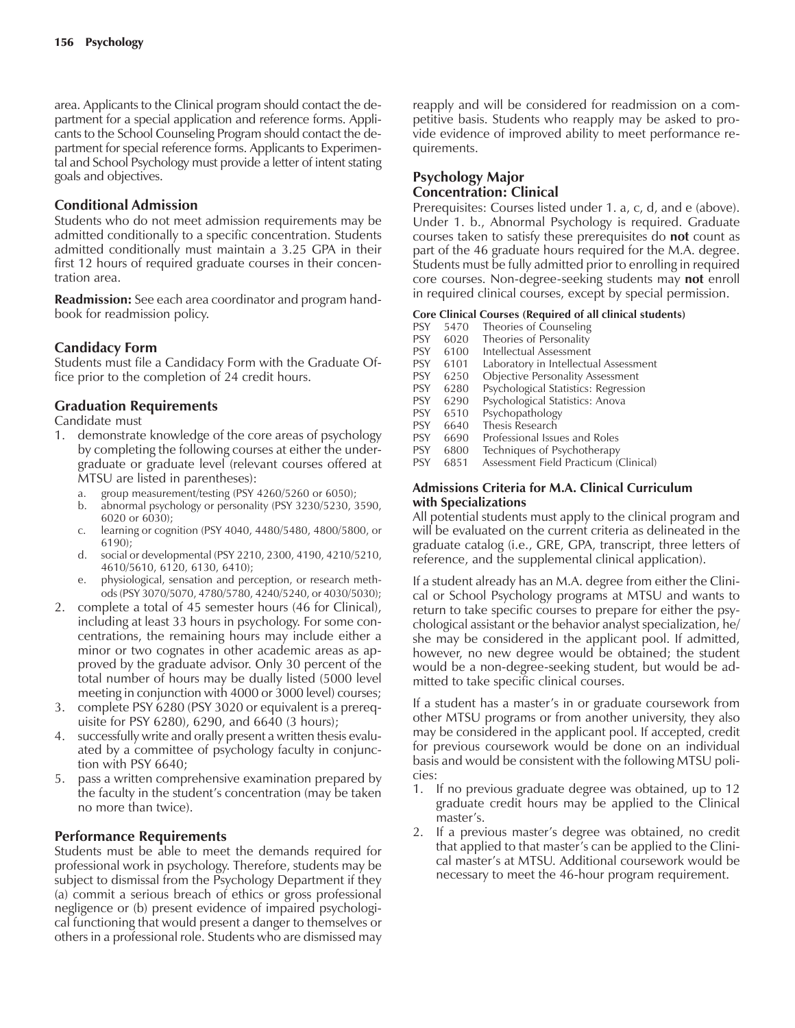area. Applicants to the Clinical program should contact the department for a special application and reference forms. Applicants to the School Counseling Program should contact the department for special reference forms. Applicants to Experimental and School Psychology must provide a letter of intent stating goals and objectives.

### Conditional Admission

Students who do not meet admission requirements may be admitted conditionally to a specific concentration. Students admitted conditionally must maintain a 3.25 GPA in their first 12 hours of required graduate courses in their concentration area.

**Readmission:** See each area coordinator and program handbook for readmission policy.

### Candidacy Form

Students must file a Candidacy Form with the Graduate Office prior to the completion of 24 credit hours.

### Graduation Requirements

Candidate must

1. demonstrate knowledge of the core areas of psychology by completing the following courses at either the undergraduate or graduate level (relevant courses offered at MTSU are listed in parentheses):
   a. group measurement/testing (PSY 4260/5260 or 6050);
   b. abnormal psychology or personality (PSY 3230/5230, 3590, 6020 or 6030);
   c. learning or cognition (PSY 4040, 4480/5480, 4800/5800, or 6190);
   d. social or developmental (PSY 2210, 2300, 4190, 4210/5210, 4610/5610, 6120, 6130, 6410);
   e. physiological, sensation and perception, or research methods (PSY 3070/5070, 4780/5780, 4240/5240, or 4030/5030);
2. complete a total of 45 semester hours (46 for Clinical), including at least 33 hours in psychology. For some concentrations, the remaining hours may include either a minor or two cognates in other academic areas as approved by the graduate advisor. Only 30 percent of the total number of hours may be dually listed (5000 level meeting in conjunction with 4000 or 3000 level) courses;
3. complete PSY 6280 (PSY 3020 or equivalent is a prerequisite for PSY 6280), 6290, and 6640 (3 hours);
4. successfully write and orally present a written thesis evaluated by a committee of psychology faculty in conjunction with PSY 6640;
5. pass a written comprehensive examination prepared by the faculty in the student's concentration (may be taken no more than twice).

### Performance Requirements

Students must be able to meet the demands required for professional work in psychology. Therefore, students may be subject to dismissal from the Psychology Department if they (a) commit a serious breach of ethics or gross professional negligence or (b) present evidence of impaired psychological functioning that would present a danger to themselves or others in a professional role. Students who are dismissed may reapply and will be considered for readmission on a competitive basis. Students who reapply may be asked to provide evidence of improved ability to meet performance requirements.

### Psychology Major
### Concentration: Clinical

Prerequisites: Courses listed under 1. a, c, d, and e (above). Under 1. b., Abnormal Psychology is required. Graduate courses taken to satisfy these prerequisites do **not** count as part of the 46 graduate hours required for the M.A. degree. Students must be fully admitted prior to enrolling in required core courses. Non-degree-seeking students may **not** enroll in required clinical courses, except by special permission.

**Core Clinical Courses (Required of all clinical students)**

| | | |
|---|---|---|
| PSY | 5470 | Theories of Counseling |
| PSY | 6020 | Theories of Personality |
| PSY | 6100 | Intellectual Assessment |
| PSY | 6101 | Laboratory in Intellectual Assessment |
| PSY | 6250 | Objective Personality Assessment |
| PSY | 6280 | Psychological Statistics: Regression |
| PSY | 6290 | Psychological Statistics: Anova |
| PSY | 6510 | Psychopathology |
| PSY | 6640 | Thesis Research |
| PSY | 6690 | Professional Issues and Roles |
| PSY | 6800 | Techniques of Psychotherapy |
| PSY | 6851 | Assessment Field Practicum (Clinical) |

**Admissions Criteria for M.A. Clinical Curriculum with Specializations**

All potential students must apply to the clinical program and will be evaluated on the current criteria as delineated in the graduate catalog (i.e., GRE, GPA, transcript, three letters of reference, and the supplemental clinical application).

If a student already has an M.A. degree from either the Clinical or School Psychology programs at MTSU and wants to return to take specific courses to prepare for either the psychological assistant or the behavior analyst specialization, he/she may be considered in the applicant pool. If admitted, however, no new degree would be obtained; the student would be a non-degree-seeking student, but would be admitted to take specific clinical courses.

If a student has a master's in or graduate coursework from other MTSU programs or from another university, they also may be considered in the applicant pool. If accepted, credit for previous coursework would be done on an individual basis and would be consistent with the following MTSU policies:

1. If no previous graduate degree was obtained, up to 12 graduate credit hours may be applied to the Clinical master's.
2. If a previous master's degree was obtained, no credit that applied to that master's can be applied to the Clinical master's at MTSU. Additional coursework would be necessary to meet the 46-hour program requirement.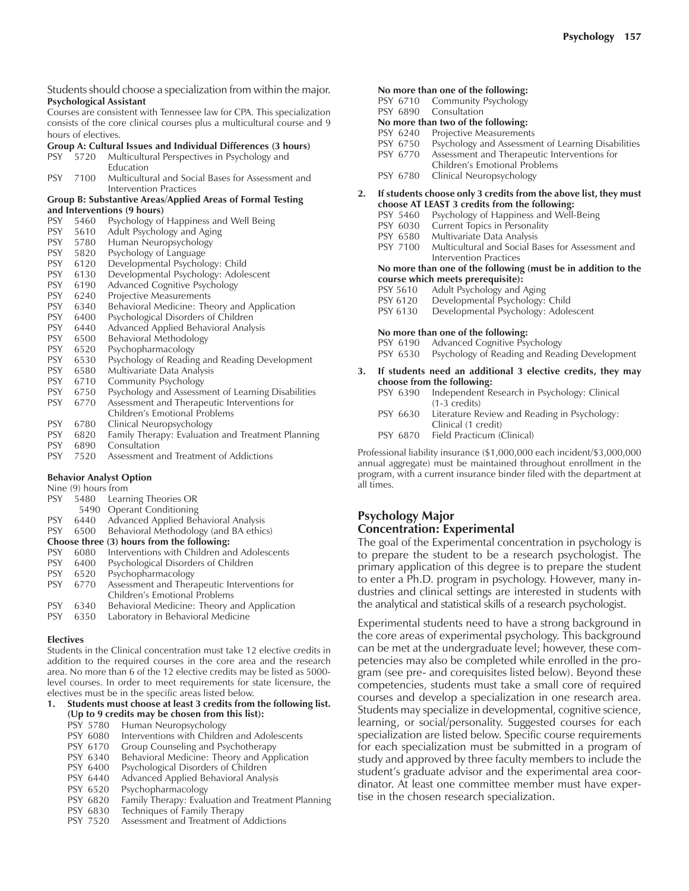Students should choose a specialization from within the major.

**Psychological Assistant**

Courses are consistent with Tennessee law for CPA. This specialization consists of the core clinical courses plus a multicultural course and 9 hours of electives.

**Group A: Cultural Issues and Individual Differences (3 hours)**

- PSY 5720 Multicultural Perspectives in Psychology and Education
- PSY 7100 Multicultural and Social Bases for Assessment and Intervention Practices

**Group B: Substantive Areas/Applied Areas of Formal Testing and Interventions (9 hours)**

- PSY 5460 Psychology of Happiness and Well Being
- PSY 5610 Adult Psychology and Aging
- PSY 5780 Human Neuropsychology
- PSY 5820 Psychology of Language
- PSY 6120 Developmental Psychology: Child
- PSY 6130 Developmental Psychology: Adolescent
- PSY 6190 Advanced Cognitive Psychology
- PSY 6240 Projective Measurements
- PSY 6340 Behavioral Medicine: Theory and Application
- PSY 6400 Psychological Disorders of Children
- PSY 6440 Advanced Applied Behavioral Analysis
- PSY 6500 Behavioral Methodology
- PSY 6520 Psychopharmacology
- PSY 6530 Psychology of Reading and Reading Development
- PSY 6580 Multivariate Data Analysis
- PSY 6710 Community Psychology
- PSY 6750 Psychology and Assessment of Learning Disabilities
- PSY 6770 Assessment and Therapeutic Interventions for Children's Emotional Problems
- PSY 6780 Clinical Neuropsychology
- PSY 6820 Family Therapy: Evaluation and Treatment Planning
- PSY 6890 Consultation
- PSY 7520 Assessment and Treatment of Addictions

**Behavior Analyst Option**

Nine (9) hours from

- PSY 5480 Learning Theories OR
- 5490 Operant Conditioning
- PSY 6440 Advanced Applied Behavioral Analysis
- PSY 6500 Behavioral Methodology (and BA ethics)

**Choose three (3) hours from the following:**

- PSY 6080 Interventions with Children and Adolescents
- PSY 6400 Psychological Disorders of Children
- PSY 6520 Psychopharmacology
- PSY 6770 Assessment and Therapeutic Interventions for Children's Emotional Problems
- PSY 6340 Behavioral Medicine: Theory and Application
- PSY 6350 Laboratory in Behavioral Medicine

**Electives**

Students in the Clinical concentration must take 12 elective credits in addition to the required courses in the core area and the research area. No more than 6 of the 12 elective credits may be listed as 5000-level courses. In order to meet requirements for state licensure, the electives must be in the specific areas listed below.

1. **Students must choose at least 3 credits from the following list. (Up to 9 credits may be chosen from this list):**
   - PSY 5780 Human Neuropsychology
   - PSY 6080 Interventions with Children and Adolescents
   - PSY 6170 Group Counseling and Psychotherapy
   - PSY 6340 Behavioral Medicine: Theory and Application
   - PSY 6400 Psychological Disorders of Children
   - PSY 6440 Advanced Applied Behavioral Analysis
   - PSY 6520 Psychopharmacology
   - PSY 6820 Family Therapy: Evaluation and Treatment Planning
   - PSY 6830 Techniques of Family Therapy
   - PSY 7520 Assessment and Treatment of Addictions

   **No more than one of the following:**
   - PSY 6710 Community Psychology
   - PSY 6890 Consultation

   **No more than two of the following:**
   - PSY 6240 Projective Measurements
   - PSY 6750 Psychology and Assessment of Learning Disabilities
   - PSY 6770 Assessment and Therapeutic Interventions for Children's Emotional Problems
   - PSY 6780 Clinical Neuropsychology

2. **If students choose only 3 credits from the above list, they must choose AT LEAST 3 credits from the following:**
   - PSY 5460 Psychology of Happiness and Well-Being
   - PSY 6030 Current Topics in Personality
   - PSY 6580 Multivariate Data Analysis
   - PSY 7100 Multicultural and Social Bases for Assessment and Intervention Practices

   **No more than one of the following (must be in addition to the course which meets prerequisite):**
   - PSY 5610 Adult Psychology and Aging
   - PSY 6120 Developmental Psychology: Child
   - PSY 6130 Developmental Psychology: Adolescent

   **No more than one of the following:**
   - PSY 6190 Advanced Cognitive Psychology
   - PSY 6530 Psychology of Reading and Reading Development

3. **If students need an additional 3 elective credits, they may choose from the following:**
   - PSY 6390 Independent Research in Psychology: Clinical (1-3 credits)
   - PSY 6630 Literature Review and Reading in Psychology: Clinical (1 credit)
   - PSY 6870 Field Practicum (Clinical)

Professional liability insurance ($1,000,000 each incident/$3,000,000 annual aggregate) must be maintained throughout enrollment in the program, with a current insurance binder filed with the department at all times.

## Psychology Major
## Concentration: Experimental

The goal of the Experimental concentration in psychology is to prepare the student to be a research psychologist. The primary application of this degree is to prepare the student to enter a Ph.D. program in psychology. However, many industries and clinical settings are interested in students with the analytical and statistical skills of a research psychologist.

Experimental students need to have a strong background in the core areas of experimental psychology. This background can be met at the undergraduate level; however, these competencies may also be completed while enrolled in the program (see pre- and corequisites listed below). Beyond these competencies, students must take a small core of required courses and develop a specialization in one research area. Students may specialize in developmental, cognitive science, learning, or social/personality. Suggested courses for each specialization are listed below. Specific course requirements for each specialization must be submitted in a program of study and approved by three faculty members to include the student's graduate advisor and the experimental area coordinator. At least one committee member must have expertise in the chosen research specialization.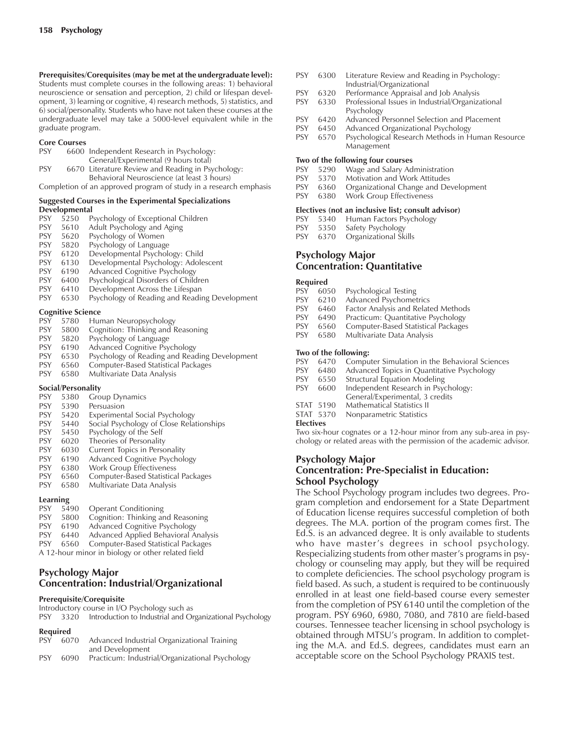**Prerequisites/Corequisites (may be met at the undergraduate level):** Students must complete courses in the following areas: 1) behavioral neuroscience or sensation and perception, 2) child or lifespan development, 3) learning or cognitive, 4) research methods, 5) statistics, and 6) social/personality. Students who have not taken these courses at the undergraduate level may take a 5000-level equivalent while in the graduate program.

**Core Courses**

- PSY 6600 Independent Research in Psychology: General/Experimental (9 hours total)
- PSY 6670 Literature Review and Reading in Psychology: Behavioral Neuroscience (at least 3 hours)

Completion of an approved program of study in a research emphasis

**Suggested Courses in the Experimental Specializations**

**Developmental**

- PSY 5250 Psychology of Exceptional Children
- PSY 5610 Adult Psychology and Aging
- PSY 5620 Psychology of Women
- PSY 5820 Psychology of Language
- PSY 6120 Developmental Psychology: Child
- PSY 6130 Developmental Psychology: Adolescent
- PSY 6190 Advanced Cognitive Psychology
- PSY 6400 Psychological Disorders of Children
- PSY 6410 Development Across the Lifespan
- PSY 6530 Psychology of Reading and Reading Development

**Cognitive Science**

- PSY 5780 Human Neuropsychology
- PSY 5800 Cognition: Thinking and Reasoning
- PSY 5820 Psychology of Language
- PSY 6190 Advanced Cognitive Psychology
- PSY 6530 Psychology of Reading and Reading Development
- PSY 6560 Computer-Based Statistical Packages
- PSY 6580 Multivariate Data Analysis

**Social/Personality**

- PSY 5380 Group Dynamics
- PSY 5390 Persuasion
- PSY 5420 Experimental Social Psychology
- PSY 5440 Social Psychology of Close Relationships
- PSY 5450 Psychology of the Self
- PSY 6020 Theories of Personality
- PSY 6030 Current Topics in Personality
- PSY 6190 Advanced Cognitive Psychology
- PSY 6380 Work Group Effectiveness
- PSY 6560 Computer-Based Statistical Packages
- PSY 6580 Multivariate Data Analysis

**Learning**

- PSY 5490 Operant Conditioning
- PSY 5800 Cognition: Thinking and Reasoning
- PSY 6190 Advanced Cognitive Psychology
- PSY 6440 Advanced Applied Behavioral Analysis
- PSY 6560 Computer-Based Statistical Packages

A 12-hour minor in biology or other related field

## Psychology Major
## Concentration: Industrial/Organizational

**Prerequisite/Corequisite**

Introductory course in I/O Psychology such as

- PSY 3320 Introduction to Industrial and Organizational Psychology

**Required**

- PSY 6070 Advanced Industrial Organizational Training and Development
- PSY 6090 Practicum: Industrial/Organizational Psychology
- PSY 6300 Literature Review and Reading in Psychology: Industrial/Organizational
- PSY 6320 Performance Appraisal and Job Analysis
- PSY 6330 Professional Issues in Industrial/Organizational Psychology
- PSY 6420 Advanced Personnel Selection and Placement
- PSY 6450 Advanced Organizational Psychology
- PSY 6570 Psychological Research Methods in Human Resource Management

**Two of the following four courses**

- PSY 5290 Wage and Salary Administration
- PSY 5370 Motivation and Work Attitudes
- PSY 6360 Organizational Change and Development
- PSY 6380 Work Group Effectiveness

**Electives (not an inclusive list; consult advisor)**

- PSY 5340 Human Factors Psychology
- PSY 5350 Safety Psychology
- PSY 6370 Organizational Skills

## Psychology Major
## Concentration: Quantitative

**Required**

- PSY 6050 Psychological Testing
- PSY 6210 Advanced Psychometrics
- PSY 6460 Factor Analysis and Related Methods
- PSY 6490 Practicum: Quantitative Psychology
- PSY 6560 Computer-Based Statistical Packages
- PSY 6580 Multivariate Data Analysis

**Two of the following:**

- PSY 6470 Computer Simulation in the Behavioral Sciences
- PSY 6480 Advanced Topics in Quantitative Psychology
- PSY 6550 Structural Equation Modeling
- PSY 6600 Independent Research in Psychology: General/Experimental, 3 credits
- STAT 5190 Mathematical Statistics II
- STAT 5370 Nonparametric Statistics

**Electives**

Two six-hour cognates or a 12-hour minor from any sub-area in psychology or related areas with the permission of the academic advisor.

## Psychology Major
## Concentration: Pre-Specialist in Education: School Psychology

The School Psychology program includes two degrees. Program completion and endorsement for a State Department of Education license requires successful completion of both degrees. The M.A. portion of the program comes first. The Ed.S. is an advanced degree. It is only available to students who have master's degrees in school psychology. Respecializing students from other master's programs in psychology or counseling may apply, but they will be required to complete deficiencies. The school psychology program is field based. As such, a student is required to be continuously enrolled in at least one field-based course every semester from the completion of PSY 6140 until the completion of the program. PSY 6960, 6980, 7080, and 7810 are field-based courses. Tennessee teacher licensing in school psychology is obtained through MTSU's program. In addition to completing the M.A. and Ed.S. degrees, candidates must earn an acceptable score on the School Psychology PRAXIS test.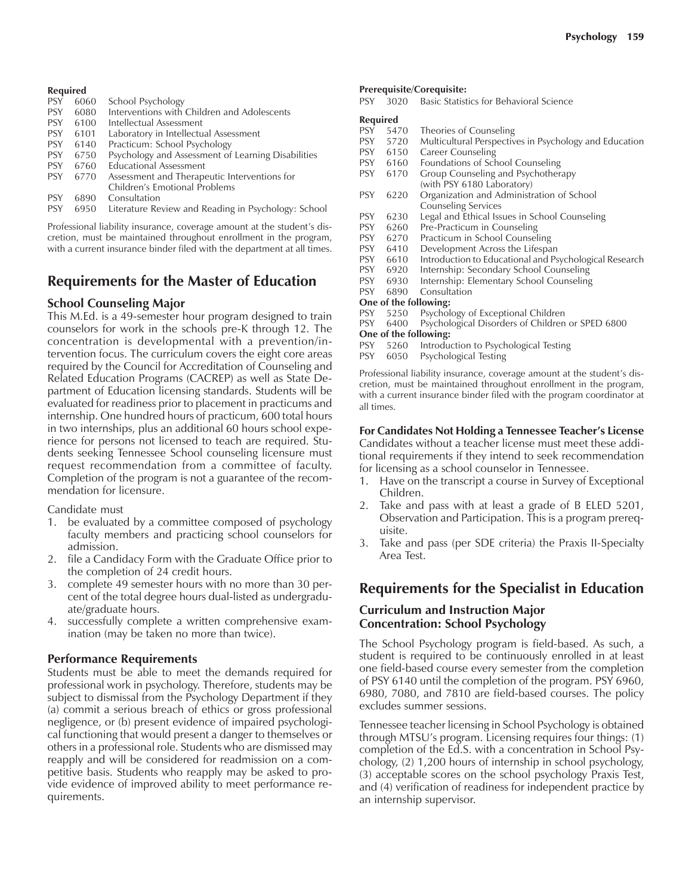**Required**

PSY 6060 School Psychology
PSY 6080 Interventions with Children and Adolescents
PSY 6100 Intellectual Assessment
PSY 6101 Laboratory in Intellectual Assessment
PSY 6140 Practicum: School Psychology
PSY 6750 Psychology and Assessment of Learning Disabilities
PSY 6760 Educational Assessment
PSY 6770 Assessment and Therapeutic Interventions for Children's Emotional Problems
PSY 6890 Consultation
PSY 6950 Literature Review and Reading in Psychology: School

Professional liability insurance, coverage amount at the student's discretion, must be maintained throughout enrollment in the program, with a current insurance binder filed with the department at all times.

## Requirements for the Master of Education

### School Counseling Major

This M.Ed. is a 49-semester hour program designed to train counselors for work in the schools pre-K through 12. The concentration is developmental with a prevention/intervention focus. The curriculum covers the eight core areas required by the Council for Accreditation of Counseling and Related Education Programs (CACREP) as well as State Department of Education licensing standards. Students will be evaluated for readiness prior to placement in practicums and internship. One hundred hours of practicum, 600 total hours in two internships, plus an additional 60 hours school experience for persons not licensed to teach are required. Students seeking Tennessee School counseling licensure must request recommendation from a committee of faculty. Completion of the program is not a guarantee of the recommendation for licensure.

Candidate must

1. be evaluated by a committee composed of psychology faculty members and practicing school counselors for admission.
2. file a Candidacy Form with the Graduate Office prior to the completion of 24 credit hours.
3. complete 49 semester hours with no more than 30 percent of the total degree hours dual-listed as undergraduate/graduate hours.
4. successfully complete a written comprehensive examination (may be taken no more than twice).

### Performance Requirements

Students must be able to meet the demands required for professional work in psychology. Therefore, students may be subject to dismissal from the Psychology Department if they (a) commit a serious breach of ethics or gross professional negligence, or (b) present evidence of impaired psychological functioning that would present a danger to themselves or others in a professional role. Students who are dismissed may reapply and will be considered for readmission on a competitive basis. Students who reapply may be asked to provide evidence of improved ability to meet performance requirements.

**Prerequisite/Corequisite:**

PSY 3020 Basic Statistics for Behavioral Science

**Required**

PSY 5470 Theories of Counseling
PSY 5720 Multicultural Perspectives in Psychology and Education
PSY 6150 Career Counseling
PSY 6160 Foundations of School Counseling
PSY 6170 Group Counseling and Psychotherapy (with PSY 6180 Laboratory)
PSY 6220 Organization and Administration of School Counseling Services
PSY 6230 Legal and Ethical Issues in School Counseling
PSY 6260 Pre-Practicum in Counseling
PSY 6270 Practicum in School Counseling
PSY 6410 Development Across the Lifespan
PSY 6610 Introduction to Educational and Psychological Research
PSY 6920 Internship: Secondary School Counseling
PSY 6930 Internship: Elementary School Counseling
PSY 6890 Consultation

**One of the following:**

PSY 5250 Psychology of Exceptional Children
PSY 6400 Psychological Disorders of Children or SPED 6800

**One of the following:**

PSY 5260 Introduction to Psychological Testing
PSY 6050 Psychological Testing

Professional liability insurance, coverage amount at the student's discretion, must be maintained throughout enrollment in the program, with a current insurance binder filed with the program coordinator at all times.

**For Candidates Not Holding a Tennessee Teacher's License**

Candidates without a teacher license must meet these additional requirements if they intend to seek recommendation for licensing as a school counselor in Tennessee.

1. Have on the transcript a course in Survey of Exceptional Children.
2. Take and pass with at least a grade of B ELED 5201, Observation and Participation. This is a program prerequisite.
3. Take and pass (per SDE criteria) the Praxis II-Specialty Area Test.

## Requirements for the Specialist in Education

### Curriculum and Instruction Major
### Concentration: School Psychology

The School Psychology program is field-based. As such, a student is required to be continuously enrolled in at least one field-based course every semester from the completion of PSY 6140 until the completion of the program. PSY 6960, 6980, 7080, and 7810 are field-based courses. The policy excludes summer sessions.

Tennessee teacher licensing in School Psychology is obtained through MTSU's program. Licensing requires four things: (1) completion of the Ed.S. with a concentration in School Psychology, (2) 1,200 hours of internship in school psychology, (3) acceptable scores on the school psychology Praxis Test, and (4) verification of readiness for independent practice by an internship supervisor.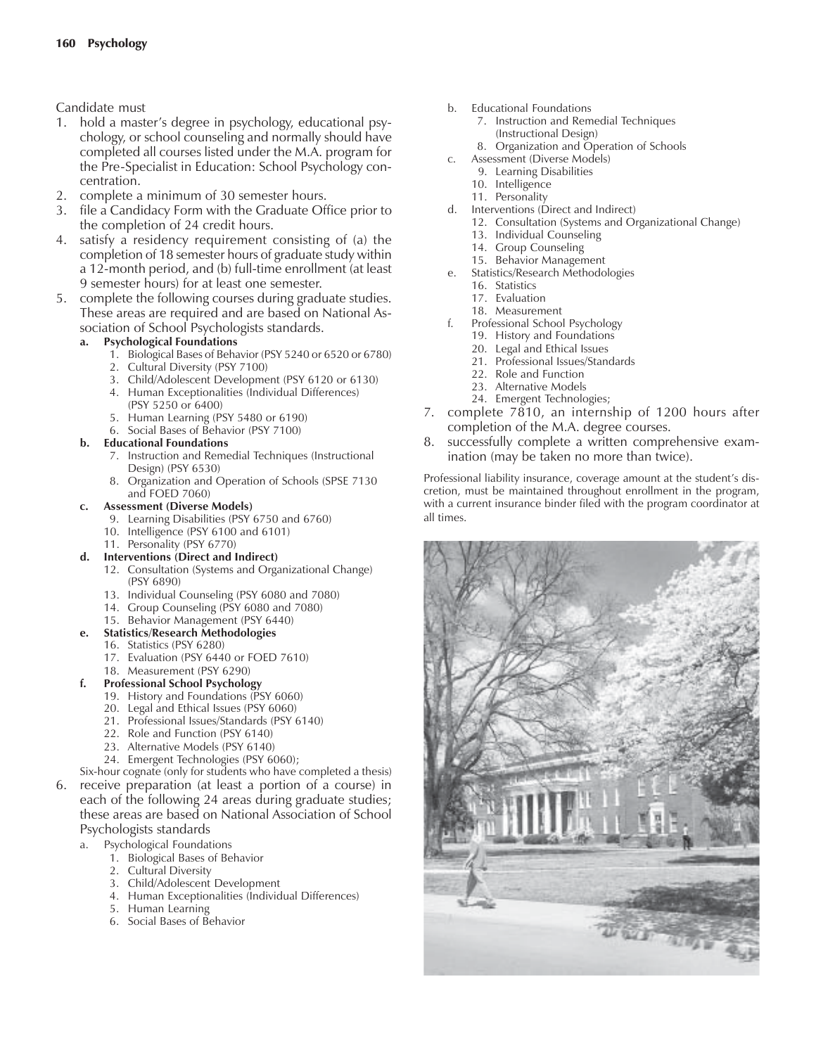Candidate must

1. hold a master's degree in psychology, educational psychology, or school counseling and normally should have completed all courses listed under the M.A. program for the Pre-Specialist in Education: School Psychology concentration.
2. complete a minimum of 30 semester hours.
3. file a Candidacy Form with the Graduate Office prior to the completion of 24 credit hours.
4. satisfy a residency requirement consisting of (a) the completion of 18 semester hours of graduate study within a 12-month period, and (b) full-time enrollment (at least 9 semester hours) for at least one semester.
5. complete the following courses during graduate studies. These areas are required and are based on National Association of School Psychologists standards.
   - **a. Psychological Foundations**
     1. Biological Bases of Behavior (PSY 5240 or 6520 or 6780)
     2. Cultural Diversity (PSY 7100)
     3. Child/Adolescent Development (PSY 6120 or 6130)
     4. Human Exceptionalities (Individual Differences) (PSY 5250 or 6400)
     5. Human Learning (PSY 5480 or 6190)
     6. Social Bases of Behavior (PSY 7100)
   - **b. Educational Foundations**
     7. Instruction and Remedial Techniques (Instructional Design) (PSY 6530)
     8. Organization and Operation of Schools (SPSE 7130 and FOED 7060)
   - **c. Assessment (Diverse Models)**
     9. Learning Disabilities (PSY 6750 and 6760)
     10. Intelligence (PSY 6100 and 6101)
     11. Personality (PSY 6770)
   - **d. Interventions (Direct and Indirect)**
     12. Consultation (Systems and Organizational Change) (PSY 6890)
     13. Individual Counseling (PSY 6080 and 7080)
     14. Group Counseling (PSY 6080 and 7080)
     15. Behavior Management (PSY 6440)
   - **e. Statistics/Research Methodologies**
     16. Statistics (PSY 6280)
     17. Evaluation (PSY 6440 or FOED 7610)
     18. Measurement (PSY 6290)
   - **f. Professional School Psychology**
     19. History and Foundations (PSY 6060)
     20. Legal and Ethical Issues (PSY 6060)
     21. Professional Issues/Standards (PSY 6140)
     22. Role and Function (PSY 6140)
     23. Alternative Models (PSY 6140)
     24. Emergent Technologies (PSY 6060);

   Six-hour cognate (only for students who have completed a thesis)
6. receive preparation (at least a portion of a course) in each of the following 24 areas during graduate studies; these areas are based on National Association of School Psychologists standards
   - a. Psychological Foundations
     1. Biological Bases of Behavior
     2. Cultural Diversity
     3. Child/Adolescent Development
     4. Human Exceptionalities (Individual Differences)
     5. Human Learning
     6. Social Bases of Behavior
   - b. Educational Foundations
     7. Instruction and Remedial Techniques (Instructional Design)
     8. Organization and Operation of Schools
   - c. Assessment (Diverse Models)
     9. Learning Disabilities
     10. Intelligence
     11. Personality
   - d. Interventions (Direct and Indirect)
     12. Consultation (Systems and Organizational Change)
     13. Individual Counseling
     14. Group Counseling
     15. Behavior Management
   - e. Statistics/Research Methodologies
     16. Statistics
     17. Evaluation
     18. Measurement
   - f. Professional School Psychology
     19. History and Foundations
     20. Legal and Ethical Issues
     21. Professional Issues/Standards
     22. Role and Function
     23. Alternative Models
     24. Emergent Technologies;
7. complete 7810, an internship of 1200 hours after completion of the M.A. degree courses.
8. successfully complete a written comprehensive examination (may be taken no more than twice).

Professional liability insurance, coverage amount at the student's discretion, must be maintained throughout enrollment in the program, with a current insurance binder filed with the program coordinator at all times.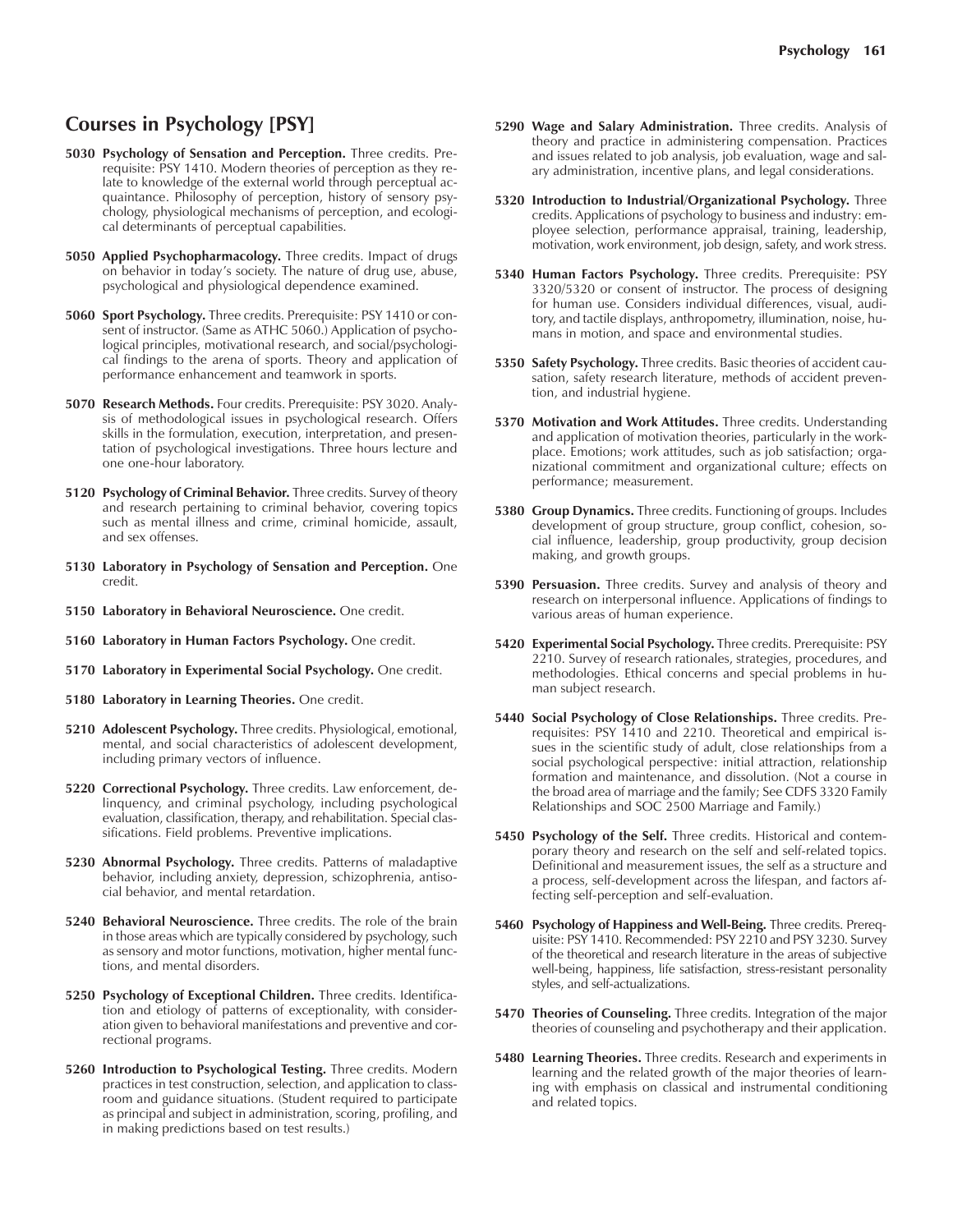## Courses in Psychology [PSY]

**5030 Psychology of Sensation and Perception.** Three credits. Prerequisite: PSY 1410. Modern theories of perception as they relate to knowledge of the external world through perceptual acquaintance. Philosophy of perception, history of sensory psychology, physiological mechanisms of perception, and ecological determinants of perceptual capabilities.

**5050 Applied Psychopharmacology.** Three credits. Impact of drugs on behavior in today's society. The nature of drug use, abuse, psychological and physiological dependence examined.

**5060 Sport Psychology.** Three credits. Prerequisite: PSY 1410 or consent of instructor. (Same as ATHC 5060.) Application of psychological principles, motivational research, and social/psychological findings to the arena of sports. Theory and application of performance enhancement and teamwork in sports.

**5070 Research Methods.** Four credits. Prerequisite: PSY 3020. Analysis of methodological issues in psychological research. Offers skills in the formulation, execution, interpretation, and presentation of psychological investigations. Three hours lecture and one one-hour laboratory.

**5120 Psychology of Criminal Behavior.** Three credits. Survey of theory and research pertaining to criminal behavior, covering topics such as mental illness and crime, criminal homicide, assault, and sex offenses.

**5130 Laboratory in Psychology of Sensation and Perception.** One credit.

**5150 Laboratory in Behavioral Neuroscience.** One credit.

**5160 Laboratory in Human Factors Psychology.** One credit.

**5170 Laboratory in Experimental Social Psychology.** One credit.

**5180 Laboratory in Learning Theories.** One credit.

**5210 Adolescent Psychology.** Three credits. Physiological, emotional, mental, and social characteristics of adolescent development, including primary vectors of influence.

**5220 Correctional Psychology.** Three credits. Law enforcement, delinquency, and criminal psychology, including psychological evaluation, classification, therapy, and rehabilitation. Special classifications. Field problems. Preventive implications.

**5230 Abnormal Psychology.** Three credits. Patterns of maladaptive behavior, including anxiety, depression, schizophrenia, antisocial behavior, and mental retardation.

**5240 Behavioral Neuroscience.** Three credits. The role of the brain in those areas which are typically considered by psychology, such as sensory and motor functions, motivation, higher mental functions, and mental disorders.

**5250 Psychology of Exceptional Children.** Three credits. Identification and etiology of patterns of exceptionality, with consideration given to behavioral manifestations and preventive and correctional programs.

**5260 Introduction to Psychological Testing.** Three credits. Modern practices in test construction, selection, and application to classroom and guidance situations. (Student required to participate as principal and subject in administration, scoring, profiling, and in making predictions based on test results.)

**5290 Wage and Salary Administration.** Three credits. Analysis of theory and practice in administering compensation. Practices and issues related to job analysis, job evaluation, wage and salary administration, incentive plans, and legal considerations.

**5320 Introduction to Industrial/Organizational Psychology.** Three credits. Applications of psychology to business and industry: employee selection, performance appraisal, training, leadership, motivation, work environment, job design, safety, and work stress.

**5340 Human Factors Psychology.** Three credits. Prerequisite: PSY 3320/5320 or consent of instructor. The process of designing for human use. Considers individual differences, visual, auditory, and tactile displays, anthropometry, illumination, noise, humans in motion, and space and environmental studies.

**5350 Safety Psychology.** Three credits. Basic theories of accident causation, safety research literature, methods of accident prevention, and industrial hygiene.

**5370 Motivation and Work Attitudes.** Three credits. Understanding and application of motivation theories, particularly in the workplace. Emotions; work attitudes, such as job satisfaction; organizational commitment and organizational culture; effects on performance; measurement.

**5380 Group Dynamics.** Three credits. Functioning of groups. Includes development of group structure, group conflict, cohesion, social influence, leadership, group productivity, group decision making, and growth groups.

**5390 Persuasion.** Three credits. Survey and analysis of theory and research on interpersonal influence. Applications of findings to various areas of human experience.

**5420 Experimental Social Psychology.** Three credits. Prerequisite: PSY 2210. Survey of research rationales, strategies, procedures, and methodologies. Ethical concerns and special problems in human subject research.

**5440 Social Psychology of Close Relationships.** Three credits. Prerequisites: PSY 1410 and 2210. Theoretical and empirical issues in the scientific study of adult, close relationships from a social psychological perspective: initial attraction, relationship formation and maintenance, and dissolution. (Not a course in the broad area of marriage and the family; See CDFS 3320 Family Relationships and SOC 2500 Marriage and Family.)

**5450 Psychology of the Self.** Three credits. Historical and contemporary theory and research on the self and self-related topics. Definitional and measurement issues, the self as a structure and a process, self-development across the lifespan, and factors affecting self-perception and self-evaluation.

**5460 Psychology of Happiness and Well-Being.** Three credits. Prerequisite: PSY 1410. Recommended: PSY 2210 and PSY 3230. Survey of the theoretical and research literature in the areas of subjective well-being, happiness, life satisfaction, stress-resistant personality styles, and self-actualizations.

**5470 Theories of Counseling.** Three credits. Integration of the major theories of counseling and psychotherapy and their application.

**5480 Learning Theories.** Three credits. Research and experiments in learning and the related growth of the major theories of learning with emphasis on classical and instrumental conditioning and related topics.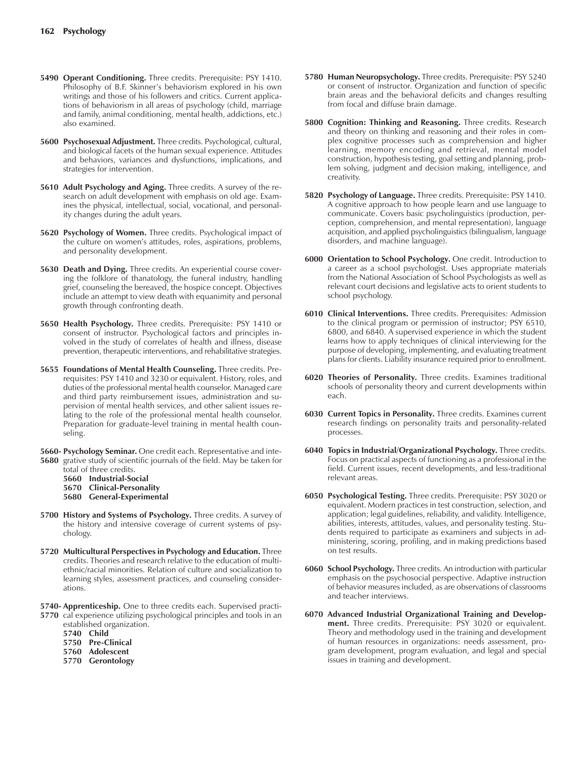**5490 Operant Conditioning.** Three credits. Prerequisite: PSY 1410. Philosophy of B.F. Skinner's behaviorism explored in his own writings and those of his followers and critics. Current applications of behaviorism in all areas of psychology (child, marriage and family, animal conditioning, mental health, addictions, etc.) also examined.

**5600 Psychosexual Adjustment.** Three credits. Psychological, cultural, and biological facets of the human sexual experience. Attitudes and behaviors, variances and dysfunctions, implications, and strategies for intervention.

**5610 Adult Psychology and Aging.** Three credits. A survey of the research on adult development with emphasis on old age. Examines the physical, intellectual, social, vocational, and personality changes during the adult years.

**5620 Psychology of Women.** Three credits. Psychological impact of the culture on women's attitudes, roles, aspirations, problems, and personality development.

**5630 Death and Dying.** Three credits. An experiential course covering the folklore of thanatology, the funeral industry, handling grief, counseling the bereaved, the hospice concept. Objectives include an attempt to view death with equanimity and personal growth through confronting death.

**5650 Health Psychology.** Three credits. Prerequisite: PSY 1410 or consent of instructor. Psychological factors and principles involved in the study of correlates of health and illness, disease prevention, therapeutic interventions, and rehabilitative strategies.

**5655 Foundations of Mental Health Counseling.** Three credits. Prerequisites: PSY 1410 and 3230 or equivalent. History, roles, and duties of the professional mental health counselor. Managed care and third party reimbursement issues, administration and supervision of mental health services, and other salient issues relating to the role of the professional mental health counselor. Preparation for graduate-level training in mental health counseling.

**5660- 5680 Psychology Seminar.** One credit each. Representative and integrative study of scientific journals of the field. May be taken for total of three credits.

- **5660 Industrial-Social**
- **5670 Clinical-Personality**
- **5680 General-Experimental**

**5700 History and Systems of Psychology.** Three credits. A survey of the history and intensive coverage of current systems of psychology.

**5720 Multicultural Perspectives in Psychology and Education.** Three credits. Theories and research relative to the education of multiethnic/racial minorities. Relation of culture and socialization to learning styles, assessment practices, and counseling considerations.

**5740- 5770 Apprenticeship.** One to three credits each. Supervised practical experience utilizing psychological principles and tools in an established organization.

- **5740 Child**
- **5750 Pre-Clinical**
- **5760 Adolescent**
- **5770 Gerontology**

**5780 Human Neuropsychology.** Three credits. Prerequisite: PSY 5240 or consent of instructor. Organization and function of specific brain areas and the behavioral deficits and changes resulting from focal and diffuse brain damage.

**5800 Cognition: Thinking and Reasoning.** Three credits. Research and theory on thinking and reasoning and their roles in complex cognitive processes such as comprehension and higher learning, memory encoding and retrieval, mental model construction, hypothesis testing, goal setting and planning, problem solving, judgment and decision making, intelligence, and creativity.

**5820 Psychology of Language.** Three credits. Prerequisite: PSY 1410. A cognitive approach to how people learn and use language to communicate. Covers basic psycholinguistics (production, perception, comprehension, and mental representation), language acquisition, and applied psycholinguistics (bilingualism, language disorders, and machine language).

**6000 Orientation to School Psychology.** One credit. Introduction to a career as a school psychologist. Uses appropriate materials from the National Association of School Psychologists as well as relevant court decisions and legislative acts to orient students to school psychology.

**6010 Clinical Interventions.** Three credits. Prerequisites: Admission to the clinical program or permission of instructor; PSY 6510, 6800, and 6840. A supervised experience in which the student learns how to apply techniques of clinical interviewing for the purpose of developing, implementing, and evaluating treatment plans for clients. Liability insurance required prior to enrollment.

**6020 Theories of Personality.** Three credits. Examines traditional schools of personality theory and current developments within each.

**6030 Current Topics in Personality.** Three credits. Examines current research findings on personality traits and personality-related processes.

**6040 Topics in Industrial/Organizational Psychology.** Three credits. Focus on practical aspects of functioning as a professional in the field. Current issues, recent developments, and less-traditional relevant areas.

**6050 Psychological Testing.** Three credits. Prerequisite: PSY 3020 or equivalent. Modern practices in test construction, selection, and application; legal guidelines, reliability, and validity. Intelligence, abilities, interests, attitudes, values, and personality testing. Students required to participate as examiners and subjects in administering, scoring, profiling, and in making predictions based on test results.

**6060 School Psychology.** Three credits. An introduction with particular emphasis on the psychosocial perspective. Adaptive instruction of behavior measures included, as are observations of classrooms and teacher interviews.

**6070 Advanced Industrial Organizational Training and Development.** Three credits. Prerequisite: PSY 3020 or equivalent. Theory and methodology used in the training and development of human resources in organizations: needs assessment, program development, program evaluation, and legal and special issues in training and development.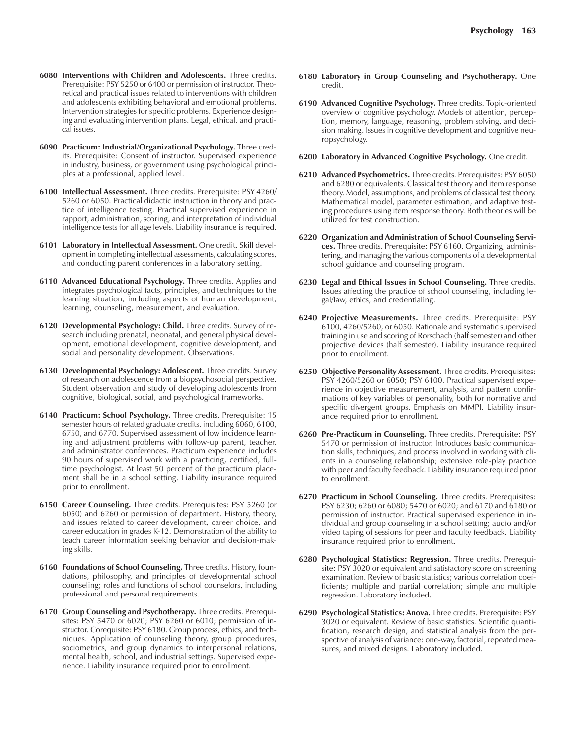**6080 Interventions with Children and Adolescents.** Three credits. Prerequisite: PSY 5250 or 6400 or permission of instructor. Theoretical and practical issues related to interventions with children and adolescents exhibiting behavioral and emotional problems. Intervention strategies for specific problems. Experience designing and evaluating intervention plans. Legal, ethical, and practical issues.

**6090 Practicum: Industrial/Organizational Psychology.** Three credits. Prerequisite: Consent of instructor. Supervised experience in industry, business, or government using psychological principles at a professional, applied level.

**6100 Intellectual Assessment.** Three credits. Prerequisite: PSY 4260/5260 or 6050. Practical didactic instruction in theory and practice of intelligence testing. Practical supervised experience in rapport, administration, scoring, and interpretation of individual intelligence tests for all age levels. Liability insurance is required.

**6101 Laboratory in Intellectual Assessment.** One credit. Skill development in completing intellectual assessments, calculating scores, and conducting parent conferences in a laboratory setting.

**6110 Advanced Educational Psychology.** Three credits. Applies and integrates psychological facts, principles, and techniques to the learning situation, including aspects of human development, learning, counseling, measurement, and evaluation.

**6120 Developmental Psychology: Child.** Three credits. Survey of research including prenatal, neonatal, and general physical development, emotional development, cognitive development, and social and personality development. Observations.

**6130 Developmental Psychology: Adolescent.** Three credits. Survey of research on adolescence from a biopsychosocial perspective. Student observation and study of developing adolescents from cognitive, biological, social, and psychological frameworks.

**6140 Practicum: School Psychology.** Three credits. Prerequisite: 15 semester hours of related graduate credits, including 6060, 6100, 6750, and 6770. Supervised assessment of low incidence learning and adjustment problems with follow-up parent, teacher, and administrator conferences. Practicum experience includes 90 hours of supervised work with a practicing, certified, full-time psychologist. At least 50 percent of the practicum placement shall be in a school setting. Liability insurance required prior to enrollment.

**6150 Career Counseling.** Three credits. Prerequisites: PSY 5260 (or 6050) and 6260 or permission of department. History, theory, and issues related to career development, career choice, and career education in grades K-12. Demonstration of the ability to teach career information seeking behavior and decision-making skills.

**6160 Foundations of School Counseling.** Three credits. History, foundations, philosophy, and principles of developmental school counseling; roles and functions of school counselors, including professional and personal requirements.

**6170 Group Counseling and Psychotherapy.** Three credits. Prerequisites: PSY 5470 or 6020; PSY 6260 or 6010; permission of instructor. Corequisite: PSY 6180. Group process, ethics, and techniques. Application of counseling theory, group procedures, sociometrics, and group dynamics to interpersonal relations, mental health, school, and industrial settings. Supervised experience. Liability insurance required prior to enrollment.

**6180 Laboratory in Group Counseling and Psychotherapy.** One credit.

**6190 Advanced Cognitive Psychology.** Three credits. Topic-oriented overview of cognitive psychology. Models of attention, perception, memory, language, reasoning, problem solving, and decision making. Issues in cognitive development and cognitive neuropsychology.

**6200 Laboratory in Advanced Cognitive Psychology.** One credit.

**6210 Advanced Psychometrics.** Three credits. Prerequisites: PSY 6050 and 6280 or equivalents. Classical test theory and item response theory. Model, assumptions, and problems of classical test theory. Mathematical model, parameter estimation, and adaptive testing procedures using item response theory. Both theories will be utilized for test construction.

**6220 Organization and Administration of School Counseling Services.** Three credits. Prerequisite: PSY 6160. Organizing, administering, and managing the various components of a developmental school guidance and counseling program.

**6230 Legal and Ethical Issues in School Counseling.** Three credits. Issues affecting the practice of school counseling, including legal/law, ethics, and credentialing.

**6240 Projective Measurements.** Three credits. Prerequisite: PSY 6100, 4260/5260, or 6050. Rationale and systematic supervised training in use and scoring of Rorschach (half semester) and other projective devices (half semester). Liability insurance required prior to enrollment.

**6250 Objective Personality Assessment.** Three credits. Prerequisites: PSY 4260/5260 or 6050; PSY 6100. Practical supervised experience in objective measurement, analysis, and pattern confirmations of key variables of personality, both for normative and specific divergent groups. Emphasis on MMPI. Liability insurance required prior to enrollment.

**6260 Pre-Practicum in Counseling.** Three credits. Prerequisite: PSY 5470 or permission of instructor. Introduces basic communication skills, techniques, and process involved in working with clients in a counseling relationship; extensive role-play practice with peer and faculty feedback. Liability insurance required prior to enrollment.

**6270 Practicum in School Counseling.** Three credits. Prerequisites: PSY 6230; 6260 or 6080; 5470 or 6020; and 6170 and 6180 or permission of instructor. Practical supervised experience in individual and group counseling in a school setting; audio and/or video taping of sessions for peer and faculty feedback. Liability insurance required prior to enrollment.

**6280 Psychological Statistics: Regression.** Three credits. Prerequisite: PSY 3020 or equivalent and satisfactory score on screening examination. Review of basic statistics; various correlation coefficients; multiple and partial correlation; simple and multiple regression. Laboratory included.

**6290 Psychological Statistics: Anova.** Three credits. Prerequisite: PSY 3020 or equivalent. Review of basic statistics. Scientific quantification, research design, and statistical analysis from the perspective of analysis of variance: one-way, factorial, repeated measures, and mixed designs. Laboratory included.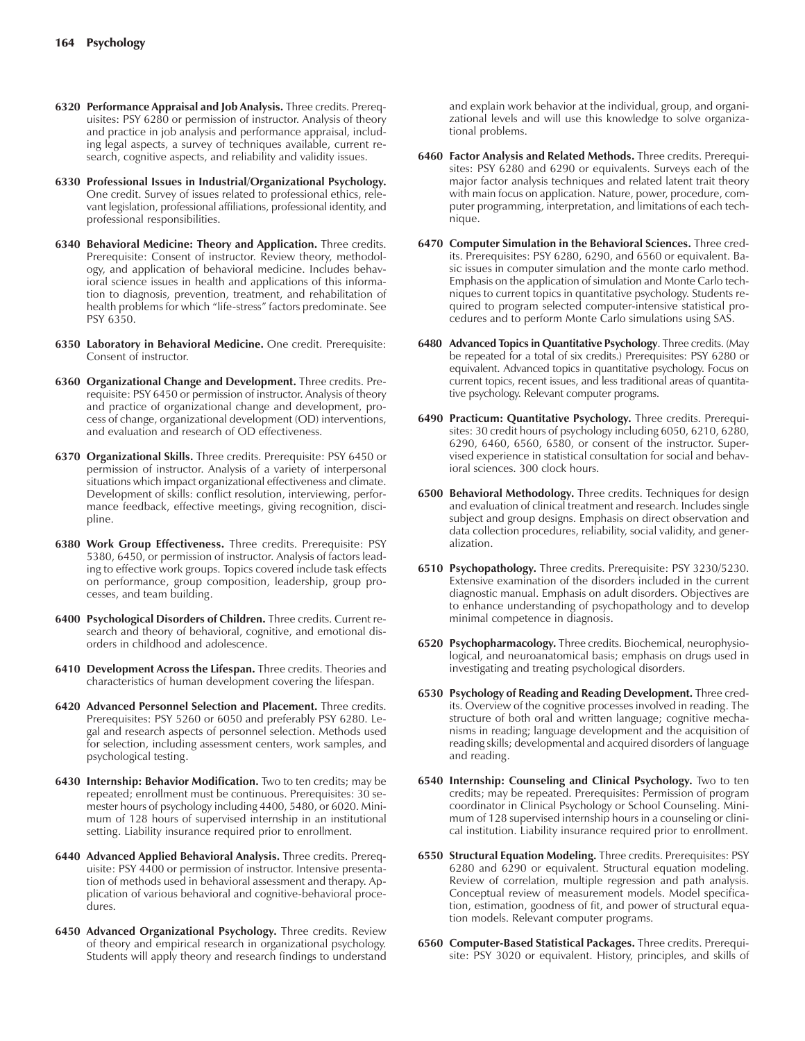**6320 Performance Appraisal and Job Analysis.** Three credits. Prerequisites: PSY 6280 or permission of instructor. Analysis of theory and practice in job analysis and performance appraisal, including legal aspects, a survey of techniques available, current research, cognitive aspects, and reliability and validity issues.

**6330 Professional Issues in Industrial/Organizational Psychology.** One credit. Survey of issues related to professional ethics, relevant legislation, professional affiliations, professional identity, and professional responsibilities.

**6340 Behavioral Medicine: Theory and Application.** Three credits. Prerequisite: Consent of instructor. Review theory, methodology, and application of behavioral medicine. Includes behavioral science issues in health and applications of this information to diagnosis, prevention, treatment, and rehabilitation of health problems for which "life-stress" factors predominate. See PSY 6350.

**6350 Laboratory in Behavioral Medicine.** One credit. Prerequisite: Consent of instructor.

**6360 Organizational Change and Development.** Three credits. Prerequisite: PSY 6450 or permission of instructor. Analysis of theory and practice of organizational change and development, process of change, organizational development (OD) interventions, and evaluation and research of OD effectiveness.

**6370 Organizational Skills.** Three credits. Prerequisite: PSY 6450 or permission of instructor. Analysis of a variety of interpersonal situations which impact organizational effectiveness and climate. Development of skills: conflict resolution, interviewing, performance feedback, effective meetings, giving recognition, discipline.

**6380 Work Group Effectiveness.** Three credits. Prerequisite: PSY 5380, 6450, or permission of instructor. Analysis of factors leading to effective work groups. Topics covered include task effects on performance, group composition, leadership, group processes, and team building.

**6400 Psychological Disorders of Children.** Three credits. Current research and theory of behavioral, cognitive, and emotional disorders in childhood and adolescence.

**6410 Development Across the Lifespan.** Three credits. Theories and characteristics of human development covering the lifespan.

**6420 Advanced Personnel Selection and Placement.** Three credits. Prerequisites: PSY 5260 or 6050 and preferably PSY 6280. Legal and research aspects of personnel selection. Methods used for selection, including assessment centers, work samples, and psychological testing.

**6430 Internship: Behavior Modification.** Two to ten credits; may be repeated; enrollment must be continuous. Prerequisites: 30 semester hours of psychology including 4400, 5480, or 6020. Minimum of 128 hours of supervised internship in an institutional setting. Liability insurance required prior to enrollment.

**6440 Advanced Applied Behavioral Analysis.** Three credits. Prerequisite: PSY 4400 or permission of instructor. Intensive presentation of methods used in behavioral assessment and therapy. Application of various behavioral and cognitive-behavioral procedures.

**6450 Advanced Organizational Psychology.** Three credits. Review of theory and empirical research in organizational psychology. Students will apply theory and research findings to understand and explain work behavior at the individual, group, and organizational levels and will use this knowledge to solve organizational problems.

**6460 Factor Analysis and Related Methods.** Three credits. Prerequisites: PSY 6280 and 6290 or equivalents. Surveys each of the major factor analysis techniques and related latent trait theory with main focus on application. Nature, power, procedure, computer programming, interpretation, and limitations of each technique.

**6470 Computer Simulation in the Behavioral Sciences.** Three credits. Prerequisites: PSY 6280, 6290, and 6560 or equivalent. Basic issues in computer simulation and the monte carlo method. Emphasis on the application of simulation and Monte Carlo techniques to current topics in quantitative psychology. Students required to program selected computer-intensive statistical procedures and to perform Monte Carlo simulations using SAS.

**6480 Advanced Topics in Quantitative Psychology**. Three credits. (May be repeated for a total of six credits.) Prerequisites: PSY 6280 or equivalent. Advanced topics in quantitative psychology. Focus on current topics, recent issues, and less traditional areas of quantitative psychology. Relevant computer programs.

**6490 Practicum: Quantitative Psychology.** Three credits. Prerequisites: 30 credit hours of psychology including 6050, 6210, 6280, 6290, 6460, 6560, 6580, or consent of the instructor. Supervised experience in statistical consultation for social and behavioral sciences. 300 clock hours.

**6500 Behavioral Methodology.** Three credits. Techniques for design and evaluation of clinical treatment and research. Includes single subject and group designs. Emphasis on direct observation and data collection procedures, reliability, social validity, and generalization.

**6510 Psychopathology.** Three credits. Prerequisite: PSY 3230/5230. Extensive examination of the disorders included in the current diagnostic manual. Emphasis on adult disorders. Objectives are to enhance understanding of psychopathology and to develop minimal competence in diagnosis.

**6520 Psychopharmacology.** Three credits. Biochemical, neurophysiological, and neuroanatomical basis; emphasis on drugs used in investigating and treating psychological disorders.

**6530 Psychology of Reading and Reading Development.** Three credits. Overview of the cognitive processes involved in reading. The structure of both oral and written language; cognitive mechanisms in reading; language development and the acquisition of reading skills; developmental and acquired disorders of language and reading.

**6540 Internship: Counseling and Clinical Psychology.** Two to ten credits; may be repeated. Prerequisites: Permission of program coordinator in Clinical Psychology or School Counseling. Minimum of 128 supervised internship hours in a counseling or clinical institution. Liability insurance required prior to enrollment.

**6550 Structural Equation Modeling.** Three credits. Prerequisites: PSY 6280 and 6290 or equivalent. Structural equation modeling. Review of correlation, multiple regression and path analysis. Conceptual review of measurement models. Model specification, estimation, goodness of fit, and power of structural equation models. Relevant computer programs.

**6560 Computer-Based Statistical Packages.** Three credits. Prerequisite: PSY 3020 or equivalent. History, principles, and skills of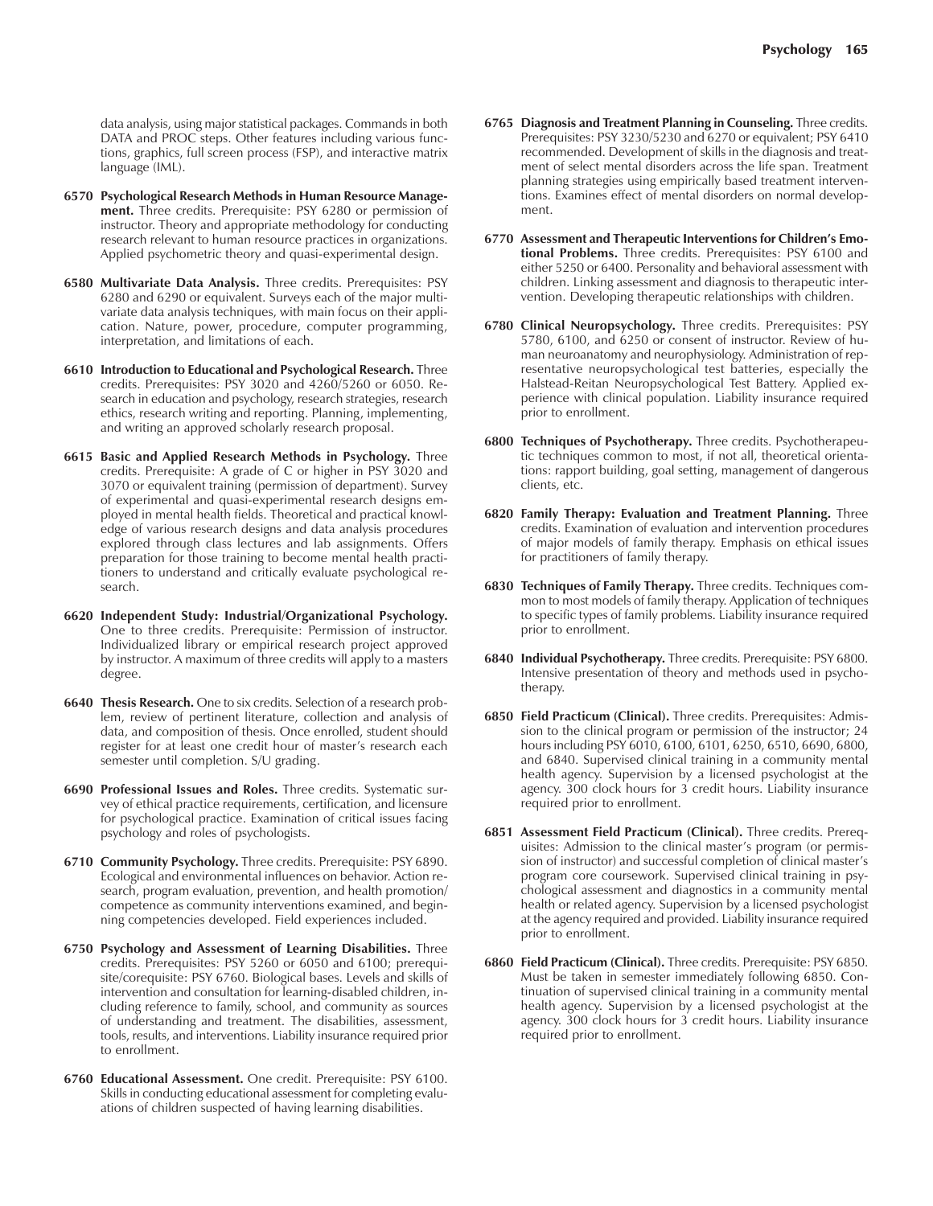data analysis, using major statistical packages. Commands in both DATA and PROC steps. Other features including various functions, graphics, full screen process (FSP), and interactive matrix language (IML).

**6570 Psychological Research Methods in Human Resource Management.** Three credits. Prerequisite: PSY 6280 or permission of instructor. Theory and appropriate methodology for conducting research relevant to human resource practices in organizations. Applied psychometric theory and quasi-experimental design.

**6580 Multivariate Data Analysis.** Three credits. Prerequisites: PSY 6280 and 6290 or equivalent. Surveys each of the major multivariate data analysis techniques, with main focus on their application. Nature, power, procedure, computer programming, interpretation, and limitations of each.

**6610 Introduction to Educational and Psychological Research.** Three credits. Prerequisites: PSY 3020 and 4260/5260 or 6050. Research in education and psychology, research strategies, research ethics, research writing and reporting. Planning, implementing, and writing an approved scholarly research proposal.

**6615 Basic and Applied Research Methods in Psychology.** Three credits. Prerequisite: A grade of C or higher in PSY 3020 and 3070 or equivalent training (permission of department). Survey of experimental and quasi-experimental research designs employed in mental health fields. Theoretical and practical knowledge of various research designs and data analysis procedures explored through class lectures and lab assignments. Offers preparation for those training to become mental health practitioners to understand and critically evaluate psychological research.

**6620 Independent Study: Industrial/Organizational Psychology.** One to three credits. Prerequisite: Permission of instructor. Individualized library or empirical research project approved by instructor. A maximum of three credits will apply to a masters degree.

**6640 Thesis Research.** One to six credits. Selection of a research problem, review of pertinent literature, collection and analysis of data, and composition of thesis. Once enrolled, student should register for at least one credit hour of master's research each semester until completion. S/U grading.

**6690 Professional Issues and Roles.** Three credits. Systematic survey of ethical practice requirements, certification, and licensure for psychological practice. Examination of critical issues facing psychology and roles of psychologists.

**6710 Community Psychology.** Three credits. Prerequisite: PSY 6890. Ecological and environmental influences on behavior. Action research, program evaluation, prevention, and health promotion/competence as community interventions examined, and beginning competencies developed. Field experiences included.

**6750 Psychology and Assessment of Learning Disabilities.** Three credits. Prerequisites: PSY 5260 or 6050 and 6100; prerequisite/corequisite: PSY 6760. Biological bases. Levels and skills of intervention and consultation for learning-disabled children, including reference to family, school, and community as sources of understanding and treatment. The disabilities, assessment, tools, results, and interventions. Liability insurance required prior to enrollment.

**6760 Educational Assessment.** One credit. Prerequisite: PSY 6100. Skills in conducting educational assessment for completing evaluations of children suspected of having learning disabilities.

**6765 Diagnosis and Treatment Planning in Counseling.** Three credits. Prerequisites: PSY 3230/5230 and 6270 or equivalent; PSY 6410 recommended. Development of skills in the diagnosis and treatment of select mental disorders across the life span. Treatment planning strategies using empirically based treatment interventions. Examines effect of mental disorders on normal development.

**6770 Assessment and Therapeutic Interventions for Children's Emotional Problems.** Three credits. Prerequisites: PSY 6100 and either 5250 or 6400. Personality and behavioral assessment with children. Linking assessment and diagnosis to therapeutic intervention. Developing therapeutic relationships with children.

**6780 Clinical Neuropsychology.** Three credits. Prerequisites: PSY 5780, 6100, and 6250 or consent of instructor. Review of human neuroanatomy and neurophysiology. Administration of representative neuropsychological test batteries, especially the Halstead-Reitan Neuropsychological Test Battery. Applied experience with clinical population. Liability insurance required prior to enrollment.

**6800 Techniques of Psychotherapy.** Three credits. Psychotherapeutic techniques common to most, if not all, theoretical orientations: rapport building, goal setting, management of dangerous clients, etc.

**6820 Family Therapy: Evaluation and Treatment Planning.** Three credits. Examination of evaluation and intervention procedures of major models of family therapy. Emphasis on ethical issues for practitioners of family therapy.

**6830 Techniques of Family Therapy.** Three credits. Techniques common to most models of family therapy. Application of techniques to specific types of family problems. Liability insurance required prior to enrollment.

**6840 Individual Psychotherapy.** Three credits. Prerequisite: PSY 6800. Intensive presentation of theory and methods used in psychotherapy.

**6850 Field Practicum (Clinical).** Three credits. Prerequisites: Admission to the clinical program or permission of the instructor; 24 hours including PSY 6010, 6100, 6101, 6250, 6510, 6690, 6800, and 6840. Supervised clinical training in a community mental health agency. Supervision by a licensed psychologist at the agency. 300 clock hours for 3 credit hours. Liability insurance required prior to enrollment.

**6851 Assessment Field Practicum (Clinical).** Three credits. Prerequisites: Admission to the clinical master's program (or permission of instructor) and successful completion of clinical master's program core coursework. Supervised clinical training in psychological assessment and diagnostics in a community mental health or related agency. Supervision by a licensed psychologist at the agency required and provided. Liability insurance required prior to enrollment.

**6860 Field Practicum (Clinical).** Three credits. Prerequisite: PSY 6850. Must be taken in semester immediately following 6850. Continuation of supervised clinical training in a community mental health agency. Supervision by a licensed psychologist at the agency. 300 clock hours for 3 credit hours. Liability insurance required prior to enrollment.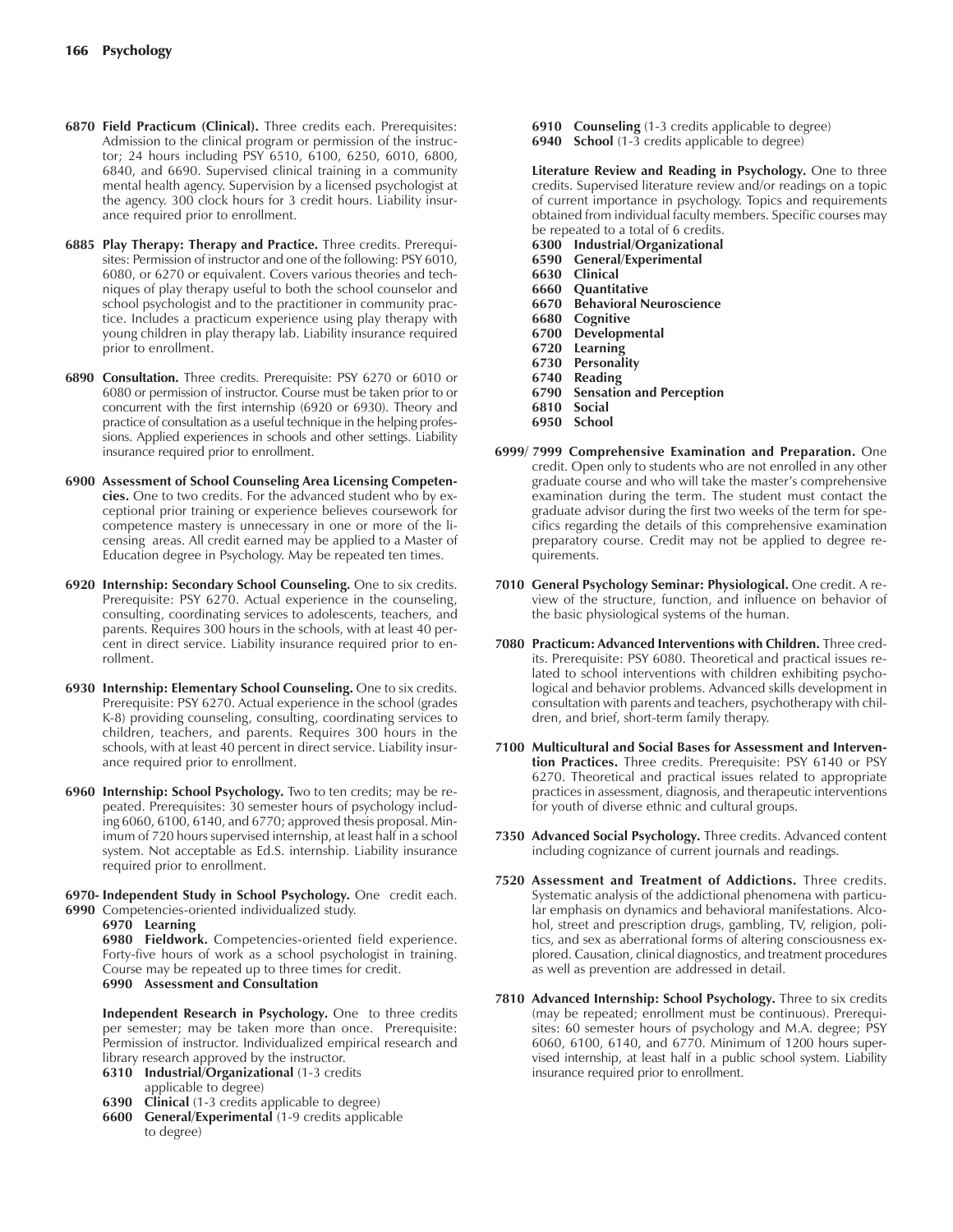**6870 Field Practicum (Clinical).** Three credits each. Prerequisites: Admission to the clinical program or permission of the instructor; 24 hours including PSY 6510, 6100, 6250, 6010, 6800, 6840, and 6690. Supervised clinical training in a community mental health agency. Supervision by a licensed psychologist at the agency. 300 clock hours for 3 credit hours. Liability insurance required prior to enrollment.

**6885 Play Therapy: Therapy and Practice.** Three credits. Prerequisites: Permission of instructor and one of the following: PSY 6010, 6080, or 6270 or equivalent. Covers various theories and techniques of play therapy useful to both the school counselor and school psychologist and to the practitioner in community practice. Includes a practicum experience using play therapy with young children in play therapy lab. Liability insurance required prior to enrollment.

**6890 Consultation.** Three credits. Prerequisite: PSY 6270 or 6010 or 6080 or permission of instructor. Course must be taken prior to or concurrent with the first internship (6920 or 6930). Theory and practice of consultation as a useful technique in the helping professions. Applied experiences in schools and other settings. Liability insurance required prior to enrollment.

**6900 Assessment of School Counseling Area Licensing Competencies.** One to two credits. For the advanced student who by exceptional prior training or experience believes coursework for competence mastery is unnecessary in one or more of the licensing areas. All credit earned may be applied to a Master of Education degree in Psychology. May be repeated ten times.

**6920 Internship: Secondary School Counseling.** One to six credits. Prerequisite: PSY 6270. Actual experience in the counseling, consulting, coordinating services to adolescents, teachers, and parents. Requires 300 hours in the schools, with at least 40 percent in direct service. Liability insurance required prior to enrollment.

**6930 Internship: Elementary School Counseling.** One to six credits. Prerequisite: PSY 6270. Actual experience in the school (grades K-8) providing counseling, consulting, coordinating services to children, teachers, and parents. Requires 300 hours in the schools, with at least 40 percent in direct service. Liability insurance required prior to enrollment.

**6960 Internship: School Psychology.** Two to ten credits; may be repeated. Prerequisites: 30 semester hours of psychology including 6060, 6100, 6140, and 6770; approved thesis proposal. Minimum of 720 hours supervised internship, at least half in a school system. Not acceptable as Ed.S. internship. Liability insurance required prior to enrollment.

**6970-6990 Independent Study in School Psychology.** One credit each. Competencies-oriented individualized study.

**6970 Learning**

**6980 Fieldwork.** Competencies-oriented field experience. Forty-five hours of work as a school psychologist in training. Course may be repeated up to three times for credit.

**6990 Assessment and Consultation**

**Independent Research in Psychology.** One to three credits per semester; may be taken more than once. Prerequisite: Permission of instructor. Individualized empirical research and library research approved by the instructor.

- **6310 Industrial/Organizational** (1-3 credits applicable to degree)
- **6390 Clinical** (1-3 credits applicable to degree)
- **6600 General/Experimental** (1-9 credits applicable to degree)
- **6910 Counseling** (1-3 credits applicable to degree)
- **6940 School** (1-3 credits applicable to degree)

**Literature Review and Reading in Psychology.** One to three credits. Supervised literature review and/or readings on a topic of current importance in psychology. Topics and requirements obtained from individual faculty members. Specific courses may be repeated to a total of 6 credits.

- **6300 Industrial/Organizational**
- **6590 General/Experimental**
- **6630 Clinical**
- **6660 Quantitative**
- **6670 Behavioral Neuroscience**
- **6680 Cognitive**
- **6700 Developmental**
- **6720 Learning**
- **6730 Personality**
- **6740 Reading**
- **6790 Sensation and Perception**
- **6810 Social**
- **6950 School**

**6999/ 7999 Comprehensive Examination and Preparation.** One credit. Open only to students who are not enrolled in any other graduate course and who will take the master's comprehensive examination during the term. The student must contact the graduate advisor during the first two weeks of the term for specifics regarding the details of this comprehensive examination preparatory course. Credit may not be applied to degree requirements.

**7010 General Psychology Seminar: Physiological.** One credit. A review of the structure, function, and influence on behavior of the basic physiological systems of the human.

**7080 Practicum: Advanced Interventions with Children.** Three credits. Prerequisite: PSY 6080. Theoretical and practical issues related to school interventions with children exhibiting psychological and behavior problems. Advanced skills development in consultation with parents and teachers, psychotherapy with children, and brief, short-term family therapy.

**7100 Multicultural and Social Bases for Assessment and Intervention Practices.** Three credits. Prerequisite: PSY 6140 or PSY 6270. Theoretical and practical issues related to appropriate practices in assessment, diagnosis, and therapeutic interventions for youth of diverse ethnic and cultural groups.

**7350 Advanced Social Psychology.** Three credits. Advanced content including cognizance of current journals and readings.

**7520 Assessment and Treatment of Addictions.** Three credits. Systematic analysis of the addictional phenomena with particular emphasis on dynamics and behavioral manifestations. Alcohol, street and prescription drugs, gambling, TV, religion, politics, and sex as aberrational forms of altering consciousness explored. Causation, clinical diagnostics, and treatment procedures as well as prevention are addressed in detail.

**7810 Advanced Internship: School Psychology.** Three to six credits (may be repeated; enrollment must be continuous). Prerequisites: 60 semester hours of psychology and M.A. degree; PSY 6060, 6100, 6140, and 6770. Minimum of 1200 hours supervised internship, at least half in a public school system. Liability insurance required prior to enrollment.